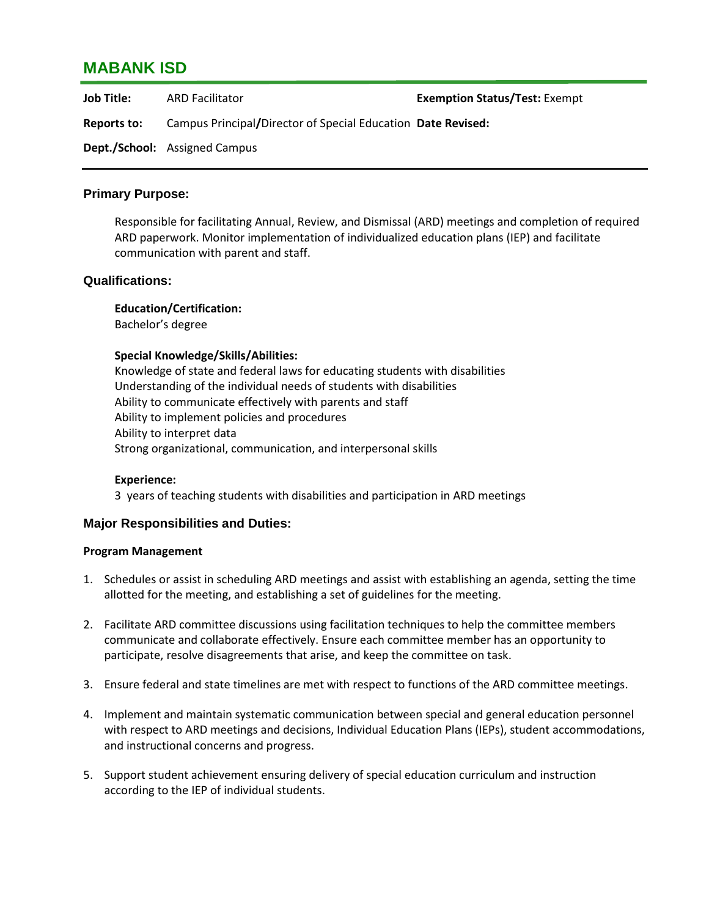# MABANK ISD

| | | | |
|---|---|---|---|
| **Job Title:** | ARD Facilitator | **Exemption Status/Test:** Exempt | |
| **Reports to:** | Campus Principal/Director of Special Education | **Date Revised:** | |
| **Dept./School:** | Assigned Campus | | |

## Primary Purpose:

Responsible for facilitating Annual, Review, and Dismissal (ARD) meetings and completion of required ARD paperwork. Monitor implementation of individualized education plans (IEP) and facilitate communication with parent and staff.

## Qualifications:

**Education/Certification:**
Bachelor's degree

**Special Knowledge/Skills/Abilities:**
Knowledge of state and federal laws for educating students with disabilities
Understanding of the individual needs of students with disabilities
Ability to communicate effectively with parents and staff
Ability to implement policies and procedures
Ability to interpret data
Strong organizational, communication, and interpersonal skills

**Experience:**
3 years of teaching students with disabilities and participation in ARD meetings

## Major Responsibilities and Duties:

**Program Management**

1. Schedules or assist in scheduling ARD meetings and assist with establishing an agenda, setting the time allotted for the meeting, and establishing a set of guidelines for the meeting.
2. Facilitate ARD committee discussions using facilitation techniques to help the committee members communicate and collaborate effectively. Ensure each committee member has an opportunity to participate, resolve disagreements that arise, and keep the committee on task.
3. Ensure federal and state timelines are met with respect to functions of the ARD committee meetings.
4. Implement and maintain systematic communication between special and general education personnel with respect to ARD meetings and decisions, Individual Education Plans (IEPs), student accommodations, and instructional concerns and progress.
5. Support student achievement ensuring delivery of special education curriculum and instruction according to the IEP of individual students.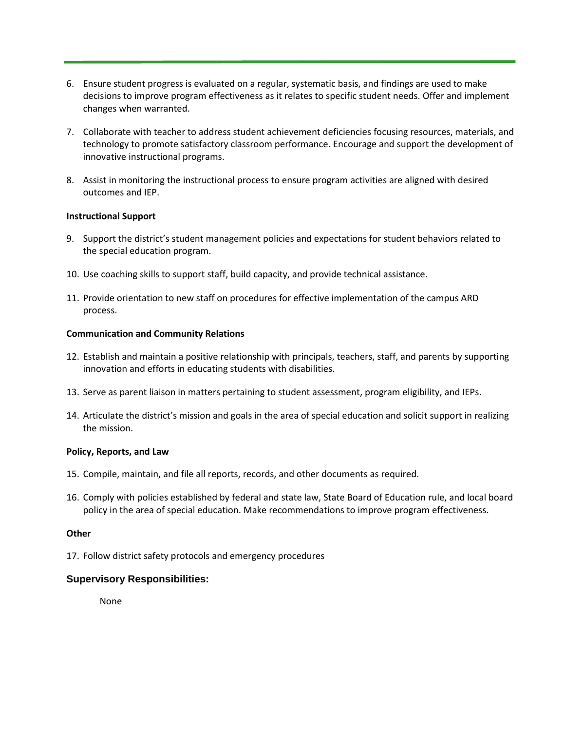6. Ensure student progress is evaluated on a regular, systematic basis, and findings are used to make decisions to improve program effectiveness as it relates to specific student needs. Offer and implement changes when warranted.

7. Collaborate with teacher to address student achievement deficiencies focusing resources, materials, and technology to promote satisfactory classroom performance. Encourage and support the development of innovative instructional programs.

8. Assist in monitoring the instructional process to ensure program activities are aligned with desired outcomes and IEP.

**Instructional Support**

9. Support the district's student management policies and expectations for student behaviors related to the special education program.

10. Use coaching skills to support staff, build capacity, and provide technical assistance.

11. Provide orientation to new staff on procedures for effective implementation of the campus ARD process.

**Communication and Community Relations**

12. Establish and maintain a positive relationship with principals, teachers, staff, and parents by supporting innovation and efforts in educating students with disabilities.

13. Serve as parent liaison in matters pertaining to student assessment, program eligibility, and IEPs.

14. Articulate the district's mission and goals in the area of special education and solicit support in realizing the mission.

**Policy, Reports, and Law**

15. Compile, maintain, and file all reports, records, and other documents as required.

16. Comply with policies established by federal and state law, State Board of Education rule, and local board policy in the area of special education. Make recommendations to improve program effectiveness.

**Other**

17. Follow district safety protocols and emergency procedures

## Supervisory Responsibilities:

None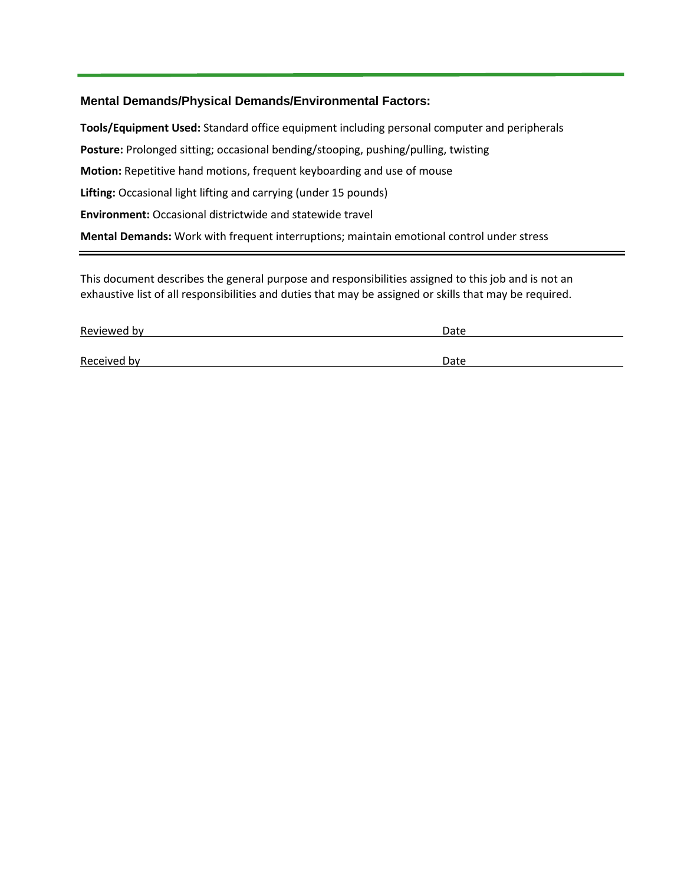### Mental Demands/Physical Demands/Environmental Factors:

**Tools/Equipment Used:** Standard office equipment including personal computer and peripherals

**Posture:** Prolonged sitting; occasional bending/stooping, pushing/pulling, twisting

**Motion:** Repetitive hand motions, frequent keyboarding and use of mouse

**Lifting:** Occasional light lifting and carrying (under 15 pounds)

**Environment:** Occasional districtwide and statewide travel

**Mental Demands:** Work with frequent interruptions; maintain emotional control under stress

---

This document describes the general purpose and responsibilities assigned to this job and is not an exhaustive list of all responsibilities and duties that may be assigned or skills that may be required.

Reviewed by ______________________________ Date ______________

Received by ______________________________ Date ______________